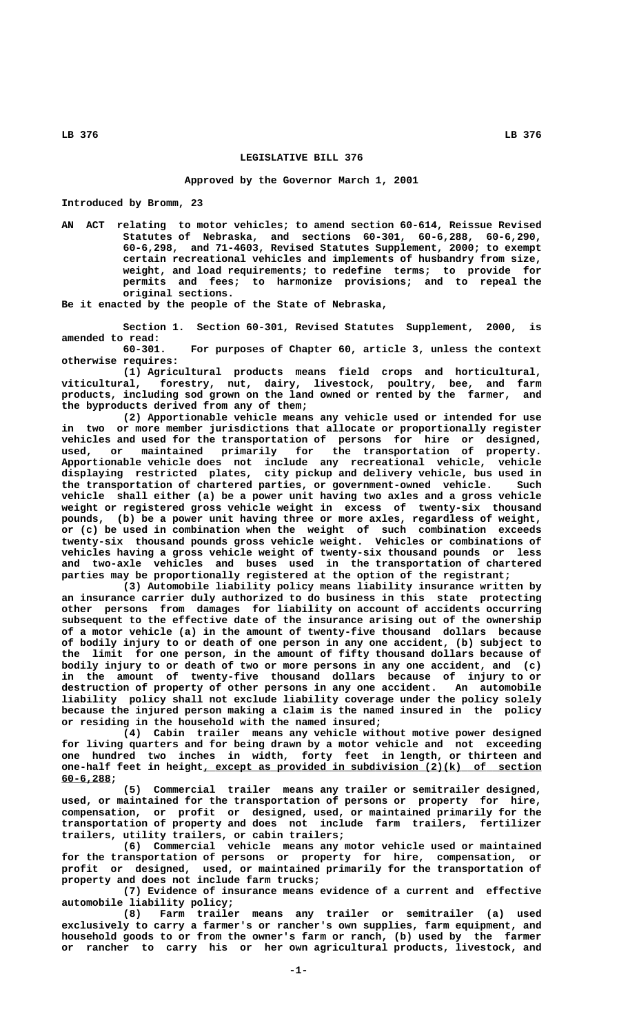# LEGISLATIVE BILL 376

### Approved by the Governor March 1, 2001

Introduced by Bromm, 23

AN ACT relating to motor vehicles; to amend section 60-614, Reissue Revised Statutes of Nebraska, and sections 60-301, 60-6,288, 60-6,290, 60-6,298, and 71-4603, Revised Statutes Supplement, 2000; to exempt certain recreational vehicles and implements of husbandry from size, weight, and load requirements; to redefine terms; to provide for permits and fees; to harmonize provisions; and to repeal the original sections.

Be it enacted by the people of the State of Nebraska,

Section 1. Section 60-301, Revised Statutes Supplement, 2000, is amended to read:

60-301. For purposes of Chapter 60, article 3, unless the context otherwise requires:

(1) Agricultural products means field crops and horticultural, viticultural, forestry, nut, dairy, livestock, poultry, bee, and farm products, including sod grown on the land owned or rented by the farmer, and the byproducts derived from any of them;

(2) Apportionable vehicle means any vehicle used or intended for use in two or more member jurisdictions that allocate or proportionally register vehicles and used for the transportation of persons for hire or designed, used, or maintained primarily for the transportation of property. Apportionable vehicle does not include any recreational vehicle, vehicle displaying restricted plates, city pickup and delivery vehicle, bus used in the transportation of chartered parties, or government-owned vehicle. Such vehicle shall either (a) be a power unit having two axles and a gross vehicle weight or registered gross vehicle weight in excess of twenty-six thousand pounds, (b) be a power unit having three or more axles, regardless of weight, or (c) be used in combination when the weight of such combination exceeds twenty-six thousand pounds gross vehicle weight. Vehicles or combinations of vehicles having a gross vehicle weight of twenty-six thousand pounds or less and two-axle vehicles and buses used in the transportation of chartered parties may be proportionally registered at the option of the registrant;

(3) Automobile liability policy means liability insurance written by an insurance carrier duly authorized to do business in this state protecting other persons from damages for liability on account of accidents occurring subsequent to the effective date of the insurance arising out of the ownership of a motor vehicle (a) in the amount of twenty-five thousand dollars because of bodily injury to or death of one person in any one accident, (b) subject to the limit for one person, in the amount of fifty thousand dollars because of bodily injury to or death of two or more persons in any one accident, and (c) in the amount of twenty-five thousand dollars because of injury to or destruction of property of other persons in any one accident. An automobile liability policy shall not exclude liability coverage under the policy solely because the injured person making a claim is the named insured in the policy or residing in the household with the named insured;

(4) Cabin trailer means any vehicle without motive power designed for living quarters and for being drawn by a motor vehicle and not exceeding one hundred two inches in width, forty feet in length, or thirteen and one-half feet in height, except as provided in subdivision (2)(k) of section 60-6,288;

(5) Commercial trailer means any trailer or semitrailer designed, used, or maintained for the transportation of persons or property for hire, compensation, or profit or designed, used, or maintained primarily for the transportation of property and does not include farm trailers, fertilizer trailers, utility trailers, or cabin trailers;

(6) Commercial vehicle means any motor vehicle used or maintained for the transportation of persons or property for hire, compensation, or profit or designed, used, or maintained primarily for the transportation of property and does not include farm trucks;

(7) Evidence of insurance means evidence of a current and effective automobile liability policy;

(8) Farm trailer means any trailer or semitrailer (a) used exclusively to carry a farmer's or rancher's own supplies, farm equipment, and household goods to or from the owner's farm or ranch, (b) used by the farmer or rancher to carry his or her own agricultural products, livestock, and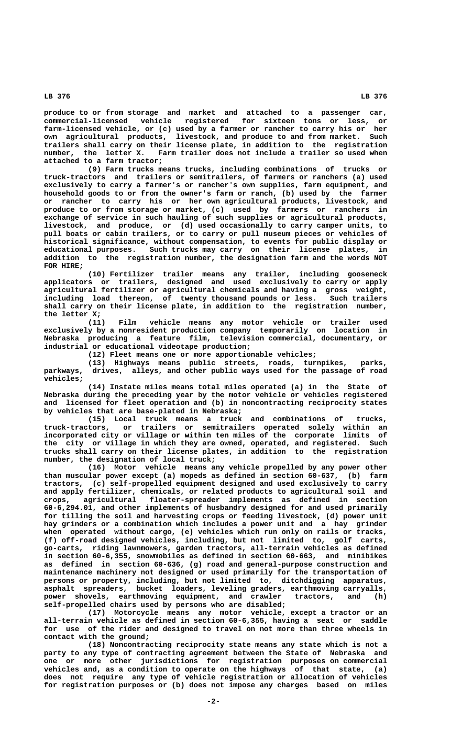produce to or from storage and market and attached to a passenger car, commercial-licensed vehicle registered for sixteen tons or less, or farm-licensed vehicle, or (c) used by a farmer or rancher to carry his or her own agricultural products, livestock, and produce to and from market. Such trailers shall carry on their license plate, in addition to the registration number, the letter X. Farm trailer does not include a trailer so used when attached to a farm tractor;

(9) Farm trucks means trucks, including combinations of trucks or truck-tractors and trailers or semitrailers, of farmers or ranchers (a) used exclusively to carry a farmer's or rancher's own supplies, farm equipment, and household goods to or from the owner's farm or ranch, (b) used by the farmer or rancher to carry his or her own agricultural products, livestock, and produce to or from storage or market, (c) used by farmers or ranchers in exchange of service in such hauling of such supplies or agricultural products, livestock, and produce, or (d) used occasionally to carry camper units, to pull boats or cabin trailers, or to carry or pull museum pieces or vehicles of historical significance, without compensation, to events for public display or educational purposes. Such trucks may carry on their license plates, in addition to the registration number, the designation farm and the words NOT FOR HIRE;

(10) Fertilizer trailer means any trailer, including gooseneck applicators or trailers, designed and used exclusively to carry or apply agricultural fertilizer or agricultural chemicals and having a gross weight, including load thereon, of twenty thousand pounds or less. Such trailers shall carry on their license plate, in addition to the registration number, the letter X;

(11) Film vehicle means any motor vehicle or trailer used exclusively by a nonresident production company temporarily on location in Nebraska producing a feature film, television commercial, documentary, or industrial or educational videotape production;

(12) Fleet means one or more apportionable vehicles;

(13) Highways means public streets, roads, turnpikes, parks, parkways, drives, alleys, and other public ways used for the passage of road vehicles;

(14) Instate miles means total miles operated (a) in the State of Nebraska during the preceding year by the motor vehicle or vehicles registered and licensed for fleet operation and (b) in noncontracting reciprocity states by vehicles that are base-plated in Nebraska;

(15) Local truck means a truck and combinations of trucks, truck-tractors, or trailers or semitrailers operated solely within an incorporated city or village or within ten miles of the corporate limits of the city or village in which they are owned, operated, and registered. Such trucks shall carry on their license plates, in addition to the registration number, the designation of local truck;

(16) Motor vehicle means any vehicle propelled by any power other than muscular power except (a) mopeds as defined in section 60-637, (b) farm tractors, (c) self-propelled equipment designed and used exclusively to carry and apply fertilizer, chemicals, or related products to agricultural soil and crops, agricultural floater-spreader implements as defined in section 60-6,294.01, and other implements of husbandry designed for and used primarily for tilling the soil and harvesting crops or feeding livestock, (d) power unit hay grinders or a combination which includes a power unit and a hay grinder when operated without cargo, (e) vehicles which run only on rails or tracks, (f) off-road designed vehicles, including, but not limited to, golf carts, go-carts, riding lawnmowers, garden tractors, all-terrain vehicles as defined in section 60-6,355, snowmobiles as defined in section 60-663, and minibikes as defined in section 60-636, (g) road and general-purpose construction and maintenance machinery not designed or used primarily for the transportation of persons or property, including, but not limited to, ditchdigging apparatus, asphalt spreaders, bucket loaders, leveling graders, earthmoving carryalls, power shovels, earthmoving equipment, and crawler tractors, and (h) self-propelled chairs used by persons who are disabled;

(17) Motorcycle means any motor vehicle, except a tractor or an all-terrain vehicle as defined in section 60-6,355, having a seat or saddle for use of the rider and designed to travel on not more than three wheels in contact with the ground;

(18) Noncontracting reciprocity state means any state which is not a party to any type of contracting agreement between the State of Nebraska and one or more other jurisdictions for registration purposes on commercial vehicles and, as a condition to operate on the highways of that state, (a) does not require any type of vehicle registration or allocation of vehicles for registration purposes or (b) does not impose any charges based on miles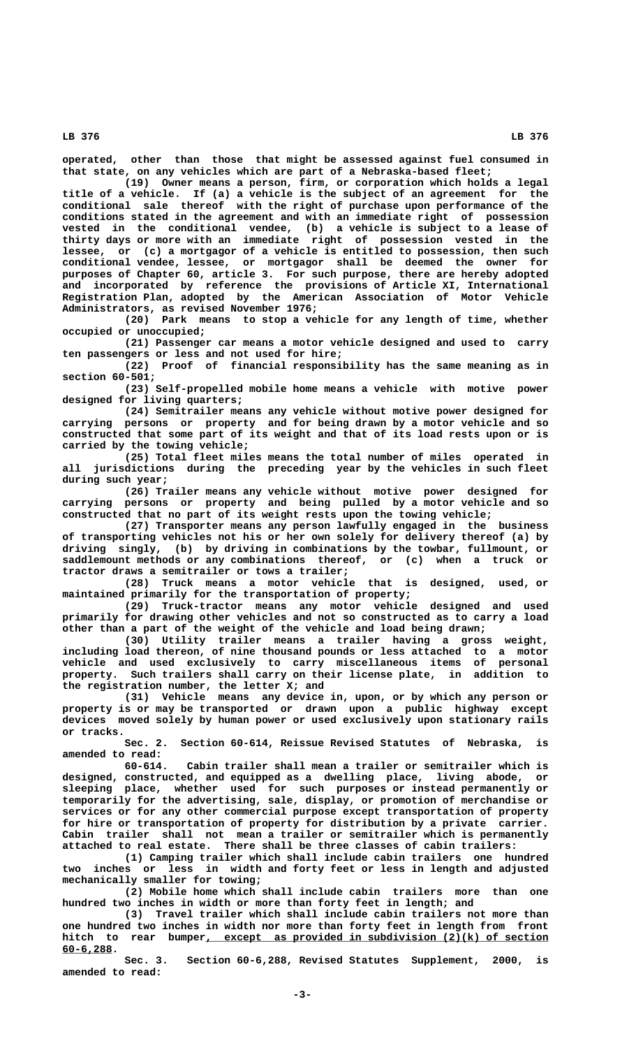operated, other than those that might be assessed against fuel consumed in that state, on any vehicles which are part of a Nebraska-based fleet;

(19) Owner means a person, firm, or corporation which holds a legal title of a vehicle. If (a) a vehicle is the subject of an agreement for the conditional sale thereof with the right of purchase upon performance of the conditions stated in the agreement and with an immediate right of possession vested in the conditional vendee, (b) a vehicle is subject to a lease of thirty days or more with an immediate right of possession vested in the lessee, or (c) a mortgagor of a vehicle is entitled to possession, then such conditional vendee, lessee, or mortgagor shall be deemed the owner for purposes of Chapter 60, article 3. For such purpose, there are hereby adopted and incorporated by reference the provisions of Article XI, International Registration Plan, adopted by the American Association of Motor Vehicle Administrators, as revised November 1976;

(20) Park means to stop a vehicle for any length of time, whether occupied or unoccupied;

(21) Passenger car means a motor vehicle designed and used to carry ten passengers or less and not used for hire;

(22) Proof of financial responsibility has the same meaning as in section 60-501;

(23) Self-propelled mobile home means a vehicle with motive power designed for living quarters;

(24) Semitrailer means any vehicle without motive power designed for carrying persons or property and for being drawn by a motor vehicle and so constructed that some part of its weight and that of its load rests upon or is carried by the towing vehicle;

(25) Total fleet miles means the total number of miles operated in all jurisdictions during the preceding year by the vehicles in such fleet during such year;

(26) Trailer means any vehicle without motive power designed for carrying persons or property and being pulled by a motor vehicle and so constructed that no part of its weight rests upon the towing vehicle;

(27) Transporter means any person lawfully engaged in the business of transporting vehicles not his or her own solely for delivery thereof (a) by driving singly, (b) by driving in combinations by the towbar, fullmount, or saddlemount methods or any combinations thereof, or (c) when a truck or tractor draws a semitrailer or tows a trailer;

(28) Truck means a motor vehicle that is designed, used, or maintained primarily for the transportation of property;

(29) Truck-tractor means any motor vehicle designed and used primarily for drawing other vehicles and not so constructed as to carry a load other than a part of the weight of the vehicle and load being drawn;

(30) Utility trailer means a trailer having a gross weight, including load thereon, of nine thousand pounds or less attached to a motor vehicle and used exclusively to carry miscellaneous items of personal property. Such trailers shall carry on their license plate, in addition to the registration number, the letter X; and

(31) Vehicle means any device in, upon, or by which any person or property is or may be transported or drawn upon a public highway except devices moved solely by human power or used exclusively upon stationary rails or tracks.

Sec. 2. Section 60-614, Reissue Revised Statutes of Nebraska, is amended to read:

60-614. Cabin trailer shall mean a trailer or semitrailer which is designed, constructed, and equipped as a dwelling place, living abode, or sleeping place, whether used for such purposes or instead permanently or temporarily for the advertising, sale, display, or promotion of merchandise or services or for any other commercial purpose except transportation of property for hire or transportation of property for distribution by a private carrier. Cabin trailer shall not mean a trailer or semitrailer which is permanently attached to real estate. There shall be three classes of cabin trailers:

(1) Camping trailer which shall include cabin trailers one hundred two inches or less in width and forty feet or less in length and adjusted mechanically smaller for towing;

(2) Mobile home which shall include cabin trailers more than one hundred two inches in width or more than forty feet in length; and

(3) Travel trailer which shall include cabin trailers not more than one hundred two inches in width nor more than forty feet in length from front hitch to rear bumper, except as provided in subdivision (2)(k) of section 60-6,288.

Sec. 3. Section 60-6,288, Revised Statutes Supplement, 2000, is amended to read: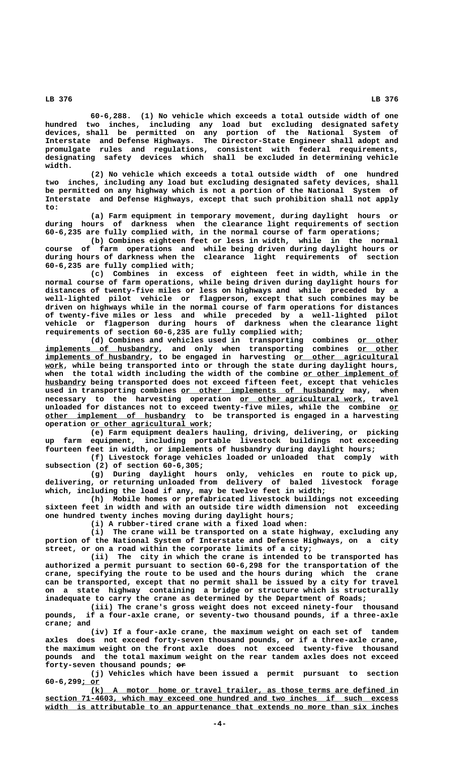60-6,288. (1) No vehicle which exceeds a total outside width of one hundred two inches, including any load but excluding designated safety devices, shall be permitted on any portion of the National System of Interstate and Defense Highways. The Director-State Engineer shall adopt and promulgate rules and regulations, consistent with federal requirements, designating safety devices which shall be excluded in determining vehicle width.

(2) No vehicle which exceeds a total outside width of one hundred two inches, including any load but excluding designated safety devices, shall be permitted on any highway which is not a portion of the National System of Interstate and Defense Highways, except that such prohibition shall not apply to:

(a) Farm equipment in temporary movement, during daylight hours or during hours of darkness when the clearance light requirements of section 60-6,235 are fully complied with, in the normal course of farm operations;

(b) Combines eighteen feet or less in width, while in the normal course of farm operations and while being driven during daylight hours or during hours of darkness when the clearance light requirements of section 60-6,235 are fully complied with;

(c) Combines in excess of eighteen feet in width, while in the normal course of farm operations, while being driven during daylight hours for distances of twenty-five miles or less on highways and while preceded by a well-lighted pilot vehicle or flagperson, except that such combines may be driven on highways while in the normal course of farm operations for distances of twenty-five miles or less and while preceded by a well-lighted pilot vehicle or flagperson during hours of darkness when the clearance light requirements of section 60-6,235 are fully complied with;

(d) Combines and vehicles used in transporting combines or other implements of husbandry, and only when transporting combines or other implements of husbandry, to be engaged in harvesting or other agricultural work, while being transported into or through the state during daylight hours, when the total width including the width of the combine or other implement of husbandry being transported does not exceed fifteen feet, except that vehicles used in transporting combines or other implements of husbandry may, when necessary to the harvesting operation or other agricultural work, travel unloaded for distances not to exceed twenty-five miles, while the combine or other implement of husbandry to be transported is engaged in a harvesting operation or other agricultural work;

(e) Farm equipment dealers hauling, driving, delivering, or picking up farm equipment, including portable livestock buildings not exceeding fourteen feet in width, or implements of husbandry during daylight hours;

(f) Livestock forage vehicles loaded or unloaded that comply with subsection (2) of section 60-6,305;

(g) During daylight hours only, vehicles en route to pick up, delivering, or returning unloaded from delivery of baled livestock forage which, including the load if any, may be twelve feet in width;

(h) Mobile homes or prefabricated livestock buildings not exceeding sixteen feet in width and with an outside tire width dimension not exceeding one hundred twenty inches moving during daylight hours;

(i) A rubber-tired crane with a fixed load when:

(i) The crane will be transported on a state highway, excluding any portion of the National System of Interstate and Defense Highways, on a city street, or on a road within the corporate limits of a city;

(ii) The city in which the crane is intended to be transported has authorized a permit pursuant to section 60-6,298 for the transportation of the crane, specifying the route to be used and the hours during which the crane can be transported, except that no permit shall be issued by a city for travel on a state highway containing a bridge or structure which is structurally inadequate to carry the crane as determined by the Department of Roads;

(iii) The crane's gross weight does not exceed ninety-four thousand pounds, if a four-axle crane, or seventy-two thousand pounds, if a three-axle crane; and

(iv) If a four-axle crane, the maximum weight on each set of tandem axles does not exceed forty-seven thousand pounds, or if a three-axle crane, the maximum weight on the front axle does not exceed twenty-five thousand pounds and the total maximum weight on the rear tandem axles does not exceed forty-seven thousand pounds; ~~or~~

(j) Vehicles which have been issued a permit pursuant to section 60-6,299; or

(k) A motor home or travel trailer, as those terms are defined in section 71-4603, which may exceed one hundred and two inches if such excess width is attributable to an appurtenance that extends no more than six inches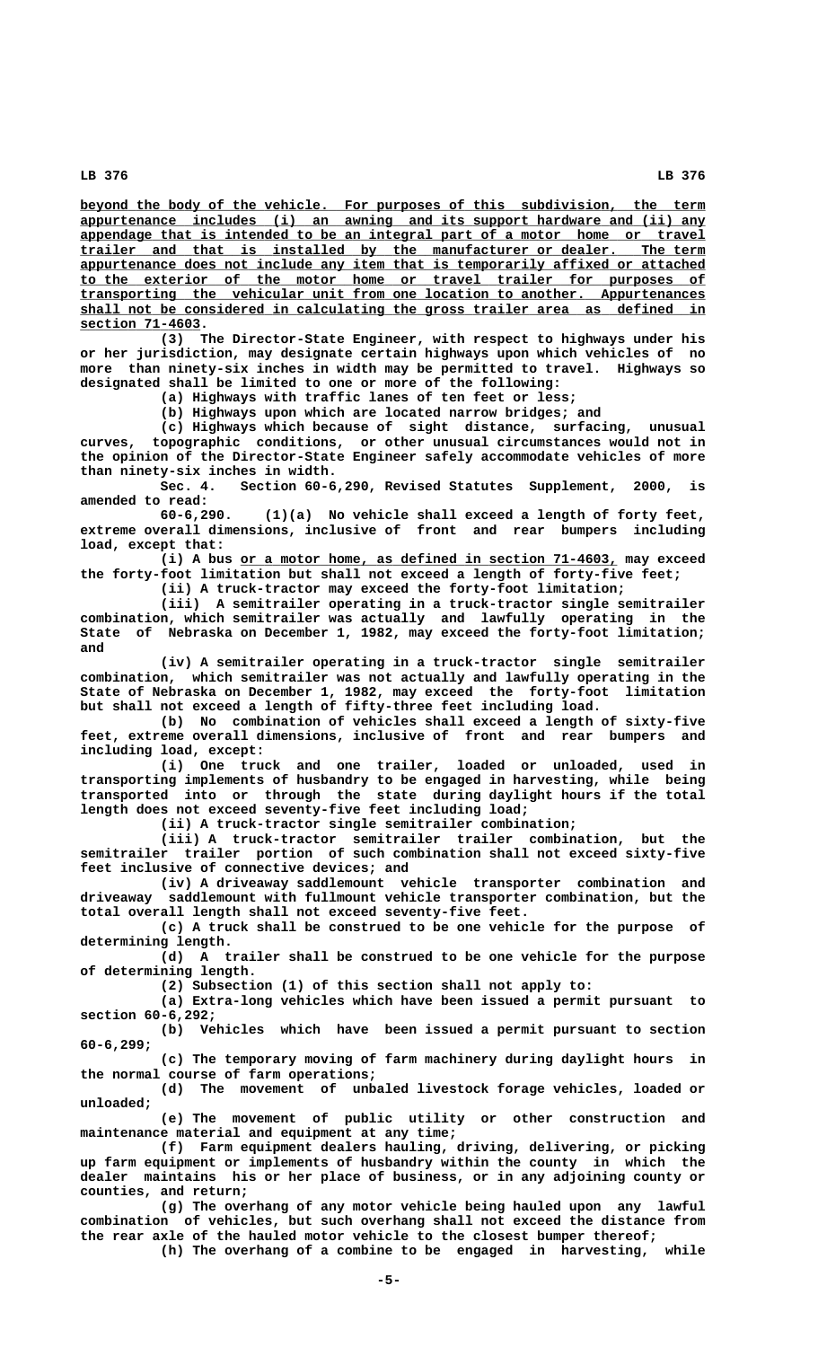beyond the body of the vehicle. For purposes of this subdivision, the term appurtenance includes (i) an awning and its support hardware and (ii) any appendage that is intended to be an integral part of a motor home or travel trailer and that is installed by the manufacturer or dealer. The term appurtenance does not include any item that is temporarily affixed or attached to the exterior of the motor home or travel trailer for purposes of transporting the vehicular unit from one location to another. Appurtenances shall not be considered in calculating the gross trailer area as defined in section 71-4603.

(3) The Director-State Engineer, with respect to highways under his or her jurisdiction, may designate certain highways upon which vehicles of no more than ninety-six inches in width may be permitted to travel. Highways so designated shall be limited to one or more of the following:

(a) Highways with traffic lanes of ten feet or less;

(b) Highways upon which are located narrow bridges; and

(c) Highways which because of sight distance, surfacing, unusual curves, topographic conditions, or other unusual circumstances would not in the opinion of the Director-State Engineer safely accommodate vehicles of more than ninety-six inches in width.

Sec. 4. Section 60-6,290, Revised Statutes Supplement, 2000, is amended to read:

60-6,290. (1)(a) No vehicle shall exceed a length of forty feet, extreme overall dimensions, inclusive of front and rear bumpers including load, except that:

(i) A bus or a motor home, as defined in section 71-4603, may exceed the forty-foot limitation but shall not exceed a length of forty-five feet;

(ii) A truck-tractor may exceed the forty-foot limitation;

(iii) A semitrailer operating in a truck-tractor single semitrailer combination, which semitrailer was actually and lawfully operating in the State of Nebraska on December 1, 1982, may exceed the forty-foot limitation; and

(iv) A semitrailer operating in a truck-tractor single semitrailer combination, which semitrailer was not actually and lawfully operating in the State of Nebraska on December 1, 1982, may exceed the forty-foot limitation but shall not exceed a length of fifty-three feet including load.

(b) No combination of vehicles shall exceed a length of sixty-five feet, extreme overall dimensions, inclusive of front and rear bumpers and including load, except:

(i) One truck and one trailer, loaded or unloaded, used in transporting implements of husbandry to be engaged in harvesting, while being transported into or through the state during daylight hours if the total length does not exceed seventy-five feet including load;

(ii) A truck-tractor single semitrailer combination;

(iii) A truck-tractor semitrailer trailer combination, but the semitrailer trailer portion of such combination shall not exceed sixty-five feet inclusive of connective devices; and

(iv) A driveaway saddlemount vehicle transporter combination and driveaway saddlemount with fullmount vehicle transporter combination, but the total overall length shall not exceed seventy-five feet.

(c) A truck shall be construed to be one vehicle for the purpose of determining length.

(d) A trailer shall be construed to be one vehicle for the purpose of determining length.

(2) Subsection (1) of this section shall not apply to:

(a) Extra-long vehicles which have been issued a permit pursuant to section 60-6,292;

(b) Vehicles which have been issued a permit pursuant to section 60-6,299;

(c) The temporary moving of farm machinery during daylight hours in the normal course of farm operations;

(d) The movement of unbaled livestock forage vehicles, loaded or unloaded;

(e) The movement of public utility or other construction and maintenance material and equipment at any time;

(f) Farm equipment dealers hauling, driving, delivering, or picking up farm equipment or implements of husbandry within the county in which the dealer maintains his or her place of business, or in any adjoining county or counties, and return;

(g) The overhang of any motor vehicle being hauled upon any lawful combination of vehicles, but such overhang shall not exceed the distance from the rear axle of the hauled motor vehicle to the closest bumper thereof;

(h) The overhang of a combine to be engaged in harvesting, while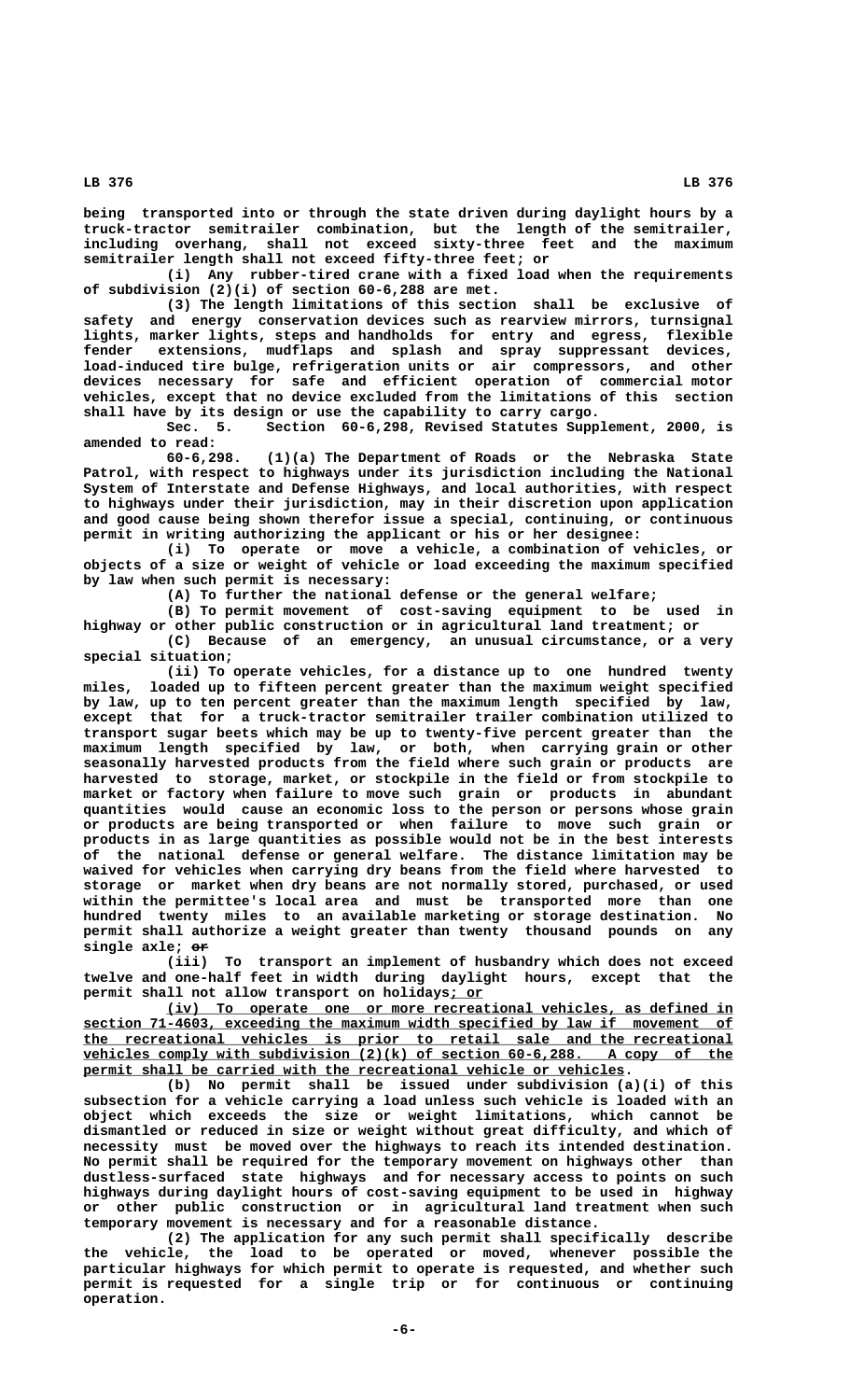being transported into or through the state driven during daylight hours by a truck-tractor semitrailer combination, but the length of the semitrailer, including overhang, shall not exceed sixty-three feet and the maximum semitrailer length shall not exceed fifty-three feet; or

(i) Any rubber-tired crane with a fixed load when the requirements of subdivision (2)(i) of section 60-6,288 are met.

(3) The length limitations of this section shall be exclusive of safety and energy conservation devices such as rearview mirrors, turnsignal lights, marker lights, steps and handholds for entry and egress, flexible fender extensions, mudflaps and splash and spray suppressant devices, load-induced tire bulge, refrigeration units or air compressors, and other devices necessary for safe and efficient operation of commercial motor vehicles, except that no device excluded from the limitations of this section shall have by its design or use the capability to carry cargo.

Sec. 5. Section 60-6,298, Revised Statutes Supplement, 2000, is amended to read:

60-6,298. (1)(a) The Department of Roads or the Nebraska State Patrol, with respect to highways under its jurisdiction including the National System of Interstate and Defense Highways, and local authorities, with respect to highways under their jurisdiction, may in their discretion upon application and good cause being shown therefor issue a special, continuing, or continuous permit in writing authorizing the applicant or his or her designee:

(i) To operate or move a vehicle, a combination of vehicles, or objects of a size or weight of vehicle or load exceeding the maximum specified by law when such permit is necessary:

(A) To further the national defense or the general welfare;

(B) To permit movement of cost-saving equipment to be used in highway or other public construction or in agricultural land treatment; or

(C) Because of an emergency, an unusual circumstance, or a very special situation;

(ii) To operate vehicles, for a distance up to one hundred twenty miles, loaded up to fifteen percent greater than the maximum weight specified by law, up to ten percent greater than the maximum length specified by law, except that for a truck-tractor semitrailer trailer combination utilized to transport sugar beets which may be up to twenty-five percent greater than the maximum length specified by law, or both, when carrying grain or other seasonally harvested products from the field where such grain or products are harvested to storage, market, or stockpile in the field or from stockpile to market or factory when failure to move such grain or products in abundant quantities would cause an economic loss to the person or persons whose grain or products are being transported or when failure to move such grain or products in as large quantities as possible would not be in the best interests of the national defense or general welfare. The distance limitation may be waived for vehicles when carrying dry beans from the field where harvested to storage or market when dry beans are not normally stored, purchased, or used within the permittee's local area and must be transported more than one hundred twenty miles to an available marketing or storage destination. No permit shall authorize a weight greater than twenty thousand pounds on any single axle; ~~or~~

(iii) To transport an implement of husbandry which does not exceed twelve and one-half feet in width during daylight hours, except that the permit shall not allow transport on holidays<u>; or</u>

<u>(iv) To operate one or more recreational vehicles, as defined in section 71-4603, exceeding the maximum width specified by law if movement of the recreational vehicles is prior to retail sale and the recreational vehicles comply with subdivision (2)(k) of section 60-6,288. A copy of the permit shall be carried with the recreational vehicle or vehicles</u>.

(b) No permit shall be issued under subdivision (a)(i) of this subsection for a vehicle carrying a load unless such vehicle is loaded with an object which exceeds the size or weight limitations, which cannot be dismantled or reduced in size or weight without great difficulty, and which of necessity must be moved over the highways to reach its intended destination. No permit shall be required for the temporary movement on highways other than dustless-surfaced state highways and for necessary access to points on such highways during daylight hours of cost-saving equipment to be used in highway or other public construction or in agricultural land treatment when such temporary movement is necessary and for a reasonable distance.

(2) The application for any such permit shall specifically describe the vehicle, the load to be operated or moved, whenever possible the particular highways for which permit to operate is requested, and whether such permit is requested for a single trip or for continuous or continuing operation.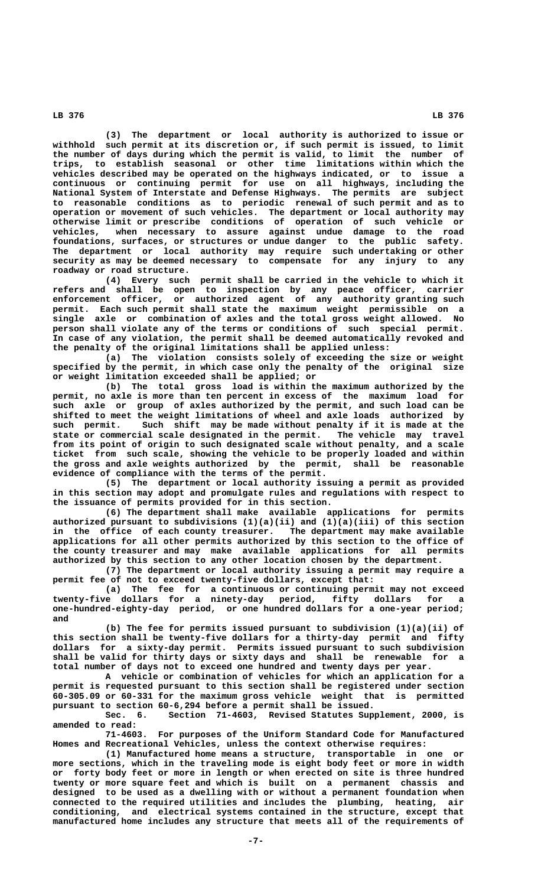(3) The department or local authority is authorized to issue or withhold such permit at its discretion or, if such permit is issued, to limit the number of days during which the permit is valid, to limit the number of trips, to establish seasonal or other time limitations within which the vehicles described may be operated on the highways indicated, or to issue a continuous or continuing permit for use on all highways, including the National System of Interstate and Defense Highways. The permits are subject to reasonable conditions as to periodic renewal of such permit and as to operation or movement of such vehicles. The department or local authority may otherwise limit or prescribe conditions of operation of such vehicle or vehicles, when necessary to assure against undue damage to the road foundations, surfaces, or structures or undue danger to the public safety. The department or local authority may require such undertaking or other security as may be deemed necessary to compensate for any injury to any roadway or road structure.

(4) Every such permit shall be carried in the vehicle to which it refers and shall be open to inspection by any peace officer, carrier enforcement officer, or authorized agent of any authority granting such permit. Each such permit shall state the maximum weight permissible on a single axle or combination of axles and the total gross weight allowed. No person shall violate any of the terms or conditions of such special permit. In case of any violation, the permit shall be deemed automatically revoked and the penalty of the original limitations shall be applied unless:

(a) The violation consists solely of exceeding the size or weight specified by the permit, in which case only the penalty of the original size or weight limitation exceeded shall be applied; or

(b) The total gross load is within the maximum authorized by the permit, no axle is more than ten percent in excess of the maximum load for such axle or group of axles authorized by the permit, and such load can be shifted to meet the weight limitations of wheel and axle loads authorized by such permit. Such shift may be made without penalty if it is made at the state or commercial scale designated in the permit. The vehicle may travel from its point of origin to such designated scale without penalty, and a scale ticket from such scale, showing the vehicle to be properly loaded and within the gross and axle weights authorized by the permit, shall be reasonable evidence of compliance with the terms of the permit.

(5) The department or local authority issuing a permit as provided in this section may adopt and promulgate rules and regulations with respect to the issuance of permits provided for in this section.

(6) The department shall make available applications for permits authorized pursuant to subdivisions (1)(a)(ii) and (1)(a)(iii) of this section in the office of each county treasurer. The department may make available applications for all other permits authorized by this section to the office of the county treasurer and may make available applications for all permits authorized by this section to any other location chosen by the department.

(7) The department or local authority issuing a permit may require a permit fee of not to exceed twenty-five dollars, except that:

(a) The fee for a continuous or continuing permit may not exceed twenty-five dollars for a ninety-day period, fifty dollars for a one-hundred-eighty-day period, or one hundred dollars for a one-year period; and

(b) The fee for permits issued pursuant to subdivision (1)(a)(ii) of this section shall be twenty-five dollars for a thirty-day permit and fifty dollars for a sixty-day permit. Permits issued pursuant to such subdivision shall be valid for thirty days or sixty days and shall be renewable for a total number of days not to exceed one hundred and twenty days per year.

A vehicle or combination of vehicles for which an application for a permit is requested pursuant to this section shall be registered under section 60-305.09 or 60-331 for the maximum gross vehicle weight that is permitted pursuant to section 60-6,294 before a permit shall be issued.

Sec. 6. Section 71-4603, Revised Statutes Supplement, 2000, is amended to read:

71-4603. For purposes of the Uniform Standard Code for Manufactured Homes and Recreational Vehicles, unless the context otherwise requires:

(1) Manufactured home means a structure, transportable in one or more sections, which in the traveling mode is eight body feet or more in width or forty body feet or more in length or when erected on site is three hundred twenty or more square feet and which is built on a permanent chassis and designed to be used as a dwelling with or without a permanent foundation when connected to the required utilities and includes the plumbing, heating, air conditioning, and electrical systems contained in the structure, except that manufactured home includes any structure that meets all of the requirements of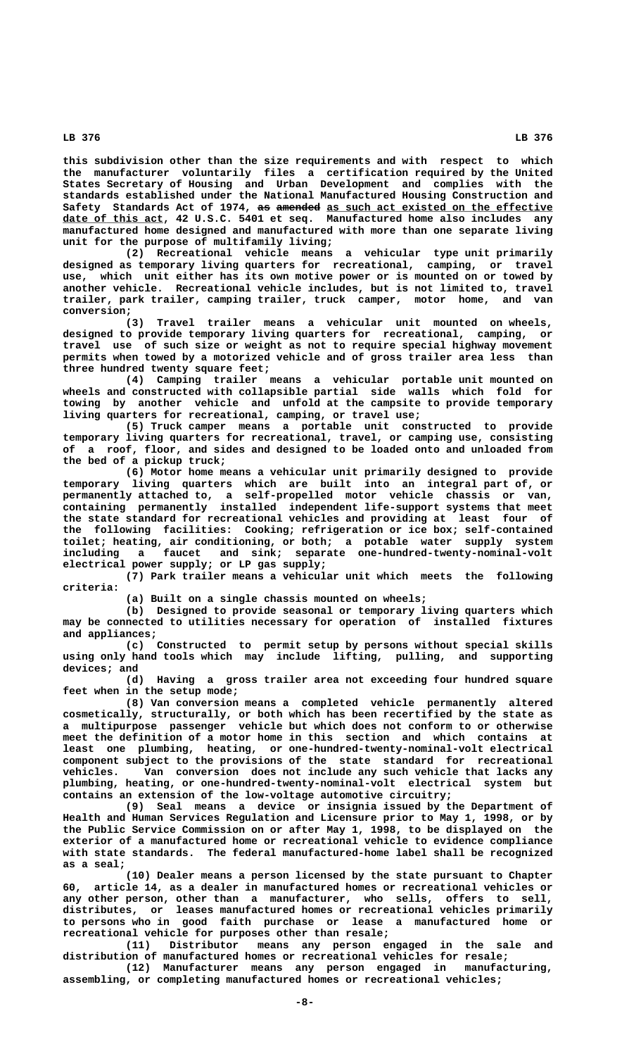this subdivision other than the size requirements and with respect to which the manufacturer voluntarily files a certification required by the United States Secretary of Housing and Urban Development and complies with the standards established under the National Manufactured Housing Construction and Safety Standards Act of 1974, ~~as amended~~ as such act existed on the effective date of this act, 42 U.S.C. 5401 et seq. Manufactured home also includes any manufactured home designed and manufactured with more than one separate living unit for the purpose of multifamily living;

(2) Recreational vehicle means a vehicular type unit primarily designed as temporary living quarters for recreational, camping, or travel use, which unit either has its own motive power or is mounted on or towed by another vehicle. Recreational vehicle includes, but is not limited to, travel trailer, park trailer, camping trailer, truck camper, motor home, and van conversion;

(3) Travel trailer means a vehicular unit mounted on wheels, designed to provide temporary living quarters for recreational, camping, or travel use of such size or weight as not to require special highway movement permits when towed by a motorized vehicle and of gross trailer area less than three hundred twenty square feet;

(4) Camping trailer means a vehicular portable unit mounted on wheels and constructed with collapsible partial side walls which fold for towing by another vehicle and unfold at the campsite to provide temporary living quarters for recreational, camping, or travel use;

(5) Truck camper means a portable unit constructed to provide temporary living quarters for recreational, travel, or camping use, consisting of a roof, floor, and sides and designed to be loaded onto and unloaded from the bed of a pickup truck;

(6) Motor home means a vehicular unit primarily designed to provide temporary living quarters which are built into an integral part of, or permanently attached to, a self-propelled motor vehicle chassis or van, containing permanently installed independent life-support systems that meet the state standard for recreational vehicles and providing at least four of the following facilities: Cooking; refrigeration or ice box; self-contained toilet; heating, air conditioning, or both; a potable water supply system including a faucet and sink; separate one-hundred-twenty-nominal-volt electrical power supply; or LP gas supply;

(7) Park trailer means a vehicular unit which meets the following criteria:

(a) Built on a single chassis mounted on wheels;

(b) Designed to provide seasonal or temporary living quarters which may be connected to utilities necessary for operation of installed fixtures and appliances;

(c) Constructed to permit setup by persons without special skills using only hand tools which may include lifting, pulling, and supporting devices; and

(d) Having a gross trailer area not exceeding four hundred square feet when in the setup mode;

(8) Van conversion means a completed vehicle permanently altered cosmetically, structurally, or both which has been recertified by the state as a multipurpose passenger vehicle but which does not conform to or otherwise meet the definition of a motor home in this section and which contains at least one plumbing, heating, or one-hundred-twenty-nominal-volt electrical component subject to the provisions of the state standard for recreational vehicles. Van conversion does not include any such vehicle that lacks any plumbing, heating, or one-hundred-twenty-nominal-volt electrical system but contains an extension of the low-voltage automotive circuitry;

(9) Seal means a device or insignia issued by the Department of Health and Human Services Regulation and Licensure prior to May 1, 1998, or by the Public Service Commission on or after May 1, 1998, to be displayed on the exterior of a manufactured home or recreational vehicle to evidence compliance with state standards. The federal manufactured-home label shall be recognized as a seal;

(10) Dealer means a person licensed by the state pursuant to Chapter 60, article 14, as a dealer in manufactured homes or recreational vehicles or any other person, other than a manufacturer, who sells, offers to sell, distributes, or leases manufactured homes or recreational vehicles primarily to persons who in good faith purchase or lease a manufactured home or recreational vehicle for purposes other than resale;

(11) Distributor means any person engaged in the sale and distribution of manufactured homes or recreational vehicles for resale;

(12) Manufacturer means any person engaged in manufacturing, assembling, or completing manufactured homes or recreational vehicles;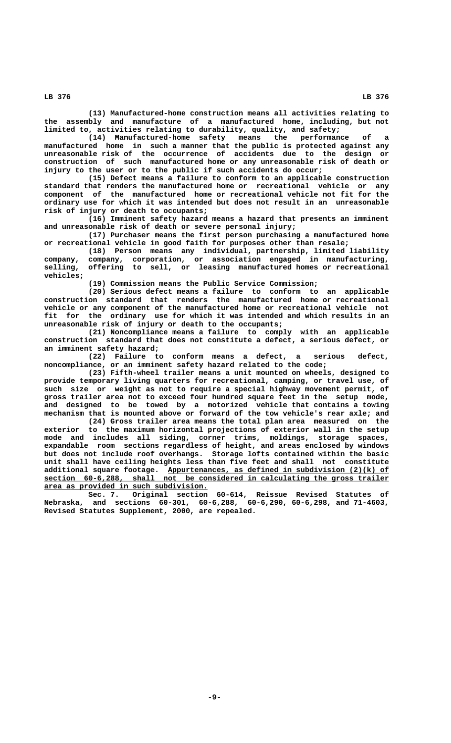(13) Manufactured-home construction means all activities relating to the assembly and manufacture of a manufactured home, including, but not limited to, activities relating to durability, quality, and safety;

(14) Manufactured-home safety means the performance of a manufactured home in such a manner that the public is protected against any unreasonable risk of the occurrence of accidents due to the design or construction of such manufactured home or any unreasonable risk of death or injury to the user or to the public if such accidents do occur;

(15) Defect means a failure to conform to an applicable construction standard that renders the manufactured home or recreational vehicle or any component of the manufactured home or recreational vehicle not fit for the ordinary use for which it was intended but does not result in an unreasonable risk of injury or death to occupants;

(16) Imminent safety hazard means a hazard that presents an imminent and unreasonable risk of death or severe personal injury;

(17) Purchaser means the first person purchasing a manufactured home or recreational vehicle in good faith for purposes other than resale;

(18) Person means any individual, partnership, limited liability company, company, corporation, or association engaged in manufacturing, selling, offering to sell, or leasing manufactured homes or recreational vehicles;

(19) Commission means the Public Service Commission;

(20) Serious defect means a failure to conform to an applicable construction standard that renders the manufactured home or recreational vehicle or any component of the manufactured home or recreational vehicle not fit for the ordinary use for which it was intended and which results in an unreasonable risk of injury or death to the occupants;

(21) Noncompliance means a failure to comply with an applicable construction standard that does not constitute a defect, a serious defect, or an imminent safety hazard;

(22) Failure to conform means a defect, a serious defect, noncompliance, or an imminent safety hazard related to the code;

(23) Fifth-wheel trailer means a unit mounted on wheels, designed to provide temporary living quarters for recreational, camping, or travel use, of such size or weight as not to require a special highway movement permit, of gross trailer area not to exceed four hundred square feet in the setup mode, and designed to be towed by a motorized vehicle that contains a towing mechanism that is mounted above or forward of the tow vehicle's rear axle; and

(24) Gross trailer area means the total plan area measured on the exterior to the maximum horizontal projections of exterior wall in the setup mode and includes all siding, corner trims, moldings, storage spaces, expandable room sections regardless of height, and areas enclosed by windows but does not include roof overhangs. Storage lofts contained within the basic unit shall have ceiling heights less than five feet and shall not constitute additional square footage. Appurtenances, as defined in subdivision (2)(k) of section 60-6,288, shall not be considered in calculating the gross trailer area as provided in such subdivision.

Sec. 7. Original section 60-614, Reissue Revised Statutes of Nebraska, and sections 60-301, 60-6,288, 60-6,290, 60-6,298, and 71-4603, Revised Statutes Supplement, 2000, are repealed.